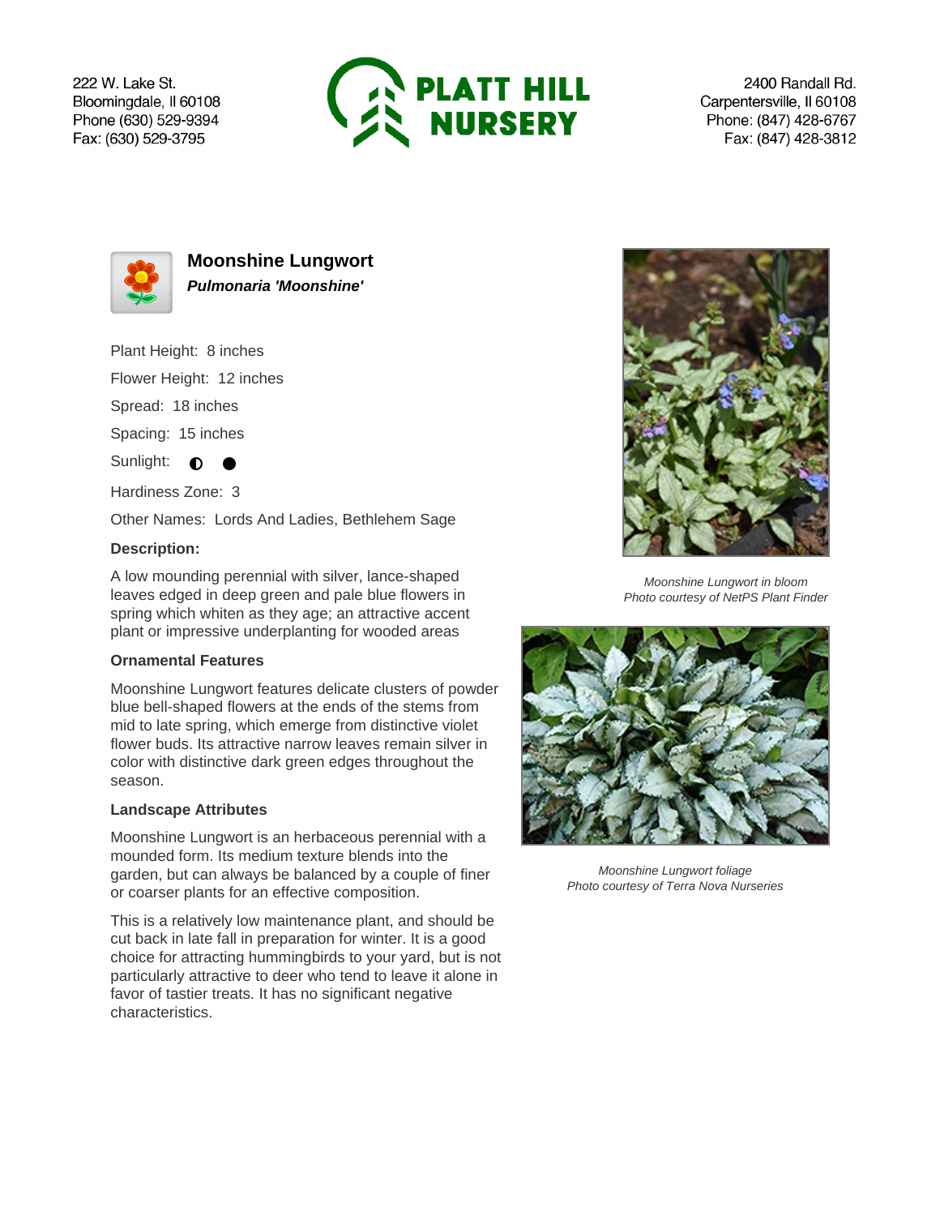222 W. Lake St.
Bloomingdale, Il 60108
Phone (630) 529-9394
Fax: (630) 529-3795

**PLATT HILL NURSERY**

2400 Randall Rd.
Carpentersville, Il 60108
Phone: (847) 428-6767
Fax: (847) 428-3812

# Moonshine Lungwort

***Pulmonaria 'Moonshine'***

Plant Height: 8 inches

Flower Height: 12 inches

Spread: 18 inches

Spacing: 15 inches

Sunlight: ◐ ●

Hardiness Zone: 3

Other Names: Lords And Ladies, Bethlehem Sage

**Description:**

A low mounding perennial with silver, lance-shaped leaves edged in deep green and pale blue flowers in spring which whiten as they age; an attractive accent plant or impressive underplanting for wooded areas

### Ornamental Features

Moonshine Lungwort features delicate clusters of powder blue bell-shaped flowers at the ends of the stems from mid to late spring, which emerge from distinctive violet flower buds. Its attractive narrow leaves remain silver in color with distinctive dark green edges throughout the season.

### Landscape Attributes

Moonshine Lungwort is an herbaceous perennial with a mounded form. Its medium texture blends into the garden, but can always be balanced by a couple of finer or coarser plants for an effective composition.

This is a relatively low maintenance plant, and should be cut back in late fall in preparation for winter. It is a good choice for attracting hummingbirds to your yard, but is not particularly attractive to deer who tend to leave it alone in favor of tastier treats. It has no significant negative characteristics.

*Moonshine Lungwort in bloom*
*Photo courtesy of NetPS Plant Finder*

*Moonshine Lungwort foliage*
*Photo courtesy of Terra Nova Nurseries*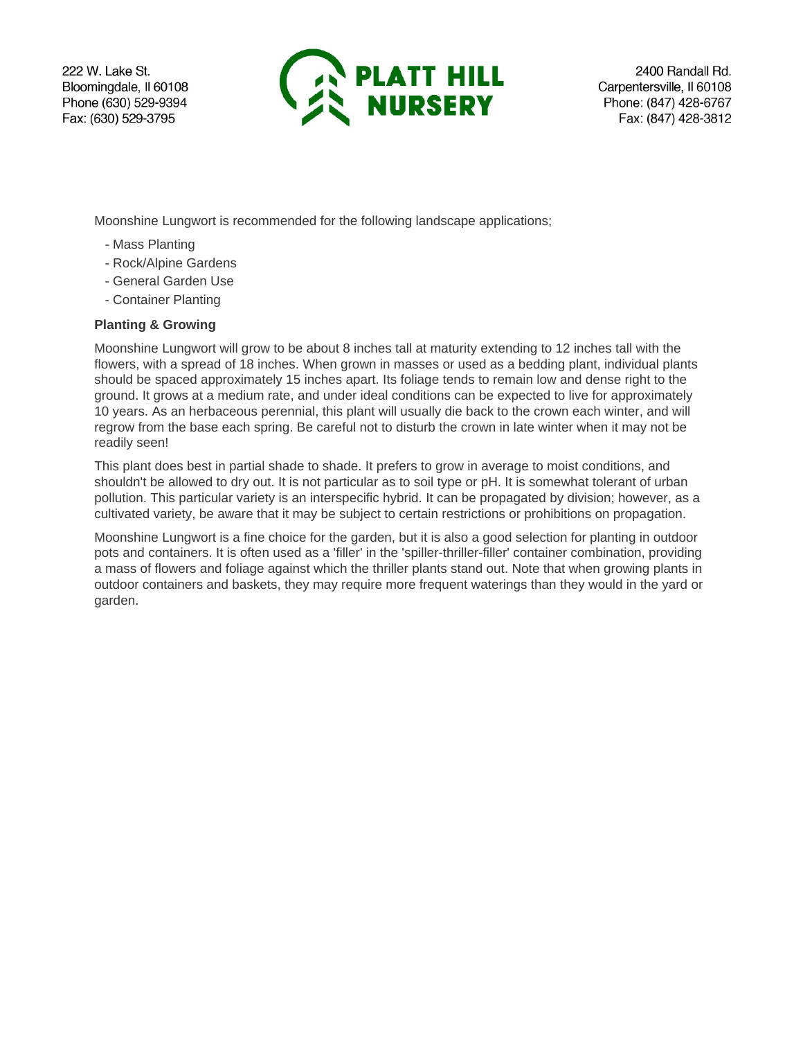Moonshine Lungwort is recommended for the following landscape applications;

- Mass Planting
- Rock/Alpine Gardens
- General Garden Use
- Container Planting

**Planting & Growing**

Moonshine Lungwort will grow to be about 8 inches tall at maturity extending to 12 inches tall with the flowers, with a spread of 18 inches. When grown in masses or used as a bedding plant, individual plants should be spaced approximately 15 inches apart. Its foliage tends to remain low and dense right to the ground. It grows at a medium rate, and under ideal conditions can be expected to live for approximately 10 years. As an herbaceous perennial, this plant will usually die back to the crown each winter, and will regrow from the base each spring. Be careful not to disturb the crown in late winter when it may not be readily seen!

This plant does best in partial shade to shade. It prefers to grow in average to moist conditions, and shouldn't be allowed to dry out. It is not particular as to soil type or pH. It is somewhat tolerant of urban pollution. This particular variety is an interspecific hybrid. It can be propagated by division; however, as a cultivated variety, be aware that it may be subject to certain restrictions or prohibitions on propagation.

Moonshine Lungwort is a fine choice for the garden, but it is also a good selection for planting in outdoor pots and containers. It is often used as a 'filler' in the 'spiller-thriller-filler' container combination, providing a mass of flowers and foliage against which the thriller plants stand out. Note that when growing plants in outdoor containers and baskets, they may require more frequent waterings than they would in the yard or garden.